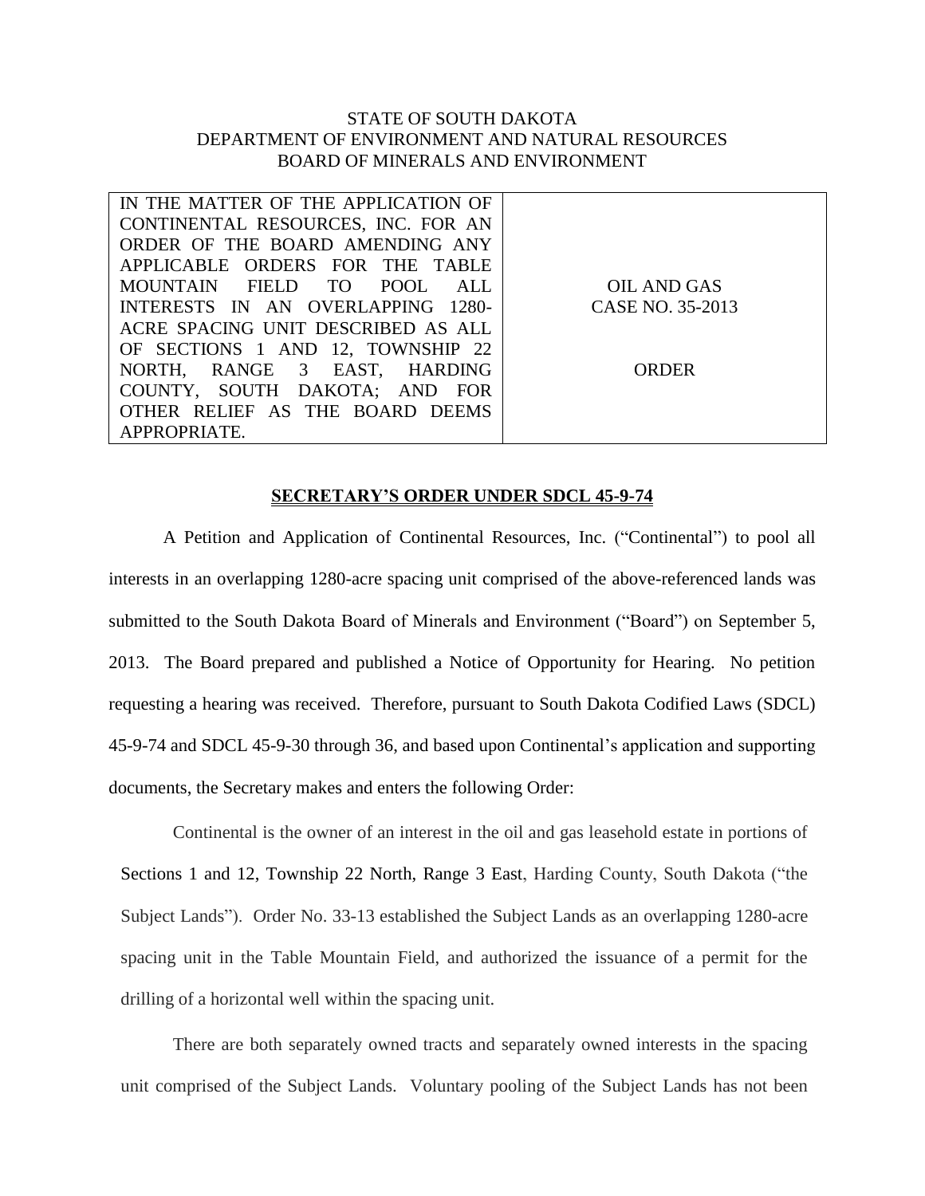STATE OF SOUTH DAKOTA
DEPARTMENT OF ENVIRONMENT AND NATURAL RESOURCES
BOARD OF MINERALS AND ENVIRONMENT

| IN THE MATTER OF THE APPLICATION OF CONTINENTAL RESOURCES, INC. FOR AN ORDER OF THE BOARD AMENDING ANY APPLICABLE ORDERS FOR THE TABLE MOUNTAIN FIELD TO POOL ALL INTERESTS IN AN OVERLAPPING 1280-ACRE SPACING UNIT DESCRIBED AS ALL OF SECTIONS 1 AND 12, TOWNSHIP 22 NORTH, RANGE 3 EAST, HARDING COUNTY, SOUTH DAKOTA; AND FOR OTHER RELIEF AS THE BOARD DEEMS APPROPRIATE. | OIL AND GAS CASE NO. 35-2013<br><br>ORDER |
|---|---|

## SECRETARY'S ORDER UNDER SDCL 45-9-74

A Petition and Application of Continental Resources, Inc. ("Continental") to pool all interests in an overlapping 1280-acre spacing unit comprised of the above-referenced lands was submitted to the South Dakota Board of Minerals and Environment ("Board") on September 5, 2013. The Board prepared and published a Notice of Opportunity for Hearing. No petition requesting a hearing was received. Therefore, pursuant to South Dakota Codified Laws (SDCL) 45-9-74 and SDCL 45-9-30 through 36, and based upon Continental's application and supporting documents, the Secretary makes and enters the following Order:

Continental is the owner of an interest in the oil and gas leasehold estate in portions of Sections 1 and 12, Township 22 North, Range 3 East, Harding County, South Dakota ("the Subject Lands"). Order No. 33-13 established the Subject Lands as an overlapping 1280-acre spacing unit in the Table Mountain Field, and authorized the issuance of a permit for the drilling of a horizontal well within the spacing unit.

There are both separately owned tracts and separately owned interests in the spacing unit comprised of the Subject Lands. Voluntary pooling of the Subject Lands has not been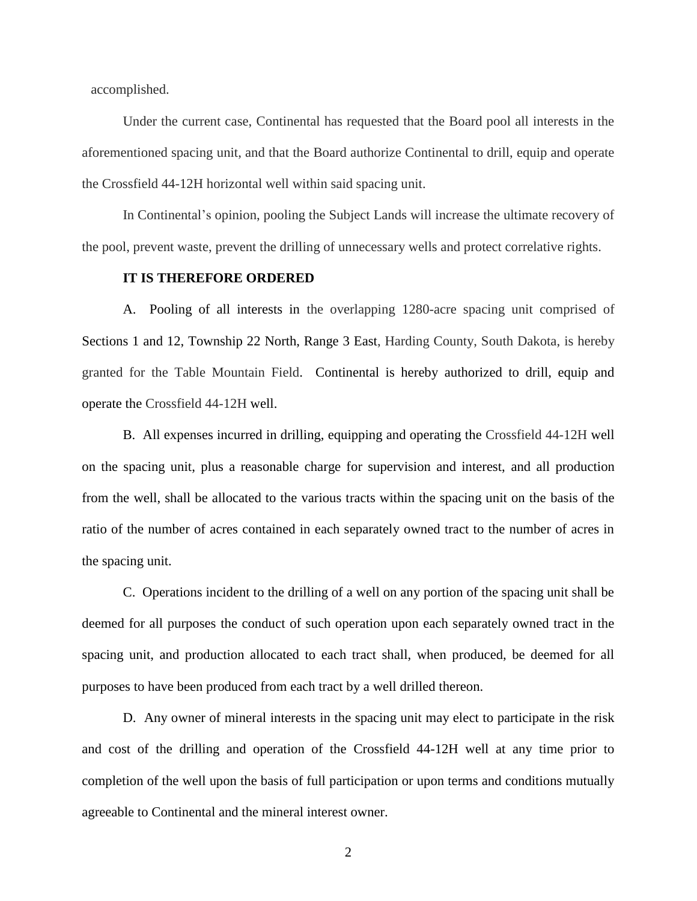accomplished.

Under the current case, Continental has requested that the Board pool all interests in the aforementioned spacing unit, and that the Board authorize Continental to drill, equip and operate the Crossfield 44-12H horizontal well within said spacing unit.

In Continental's opinion, pooling the Subject Lands will increase the ultimate recovery of the pool, prevent waste, prevent the drilling of unnecessary wells and protect correlative rights.

**IT IS THEREFORE ORDERED**

A. Pooling of all interests in the overlapping 1280-acre spacing unit comprised of Sections 1 and 12, Township 22 North, Range 3 East, Harding County, South Dakota, is hereby granted for the Table Mountain Field. Continental is hereby authorized to drill, equip and operate the Crossfield 44-12H well.

B. All expenses incurred in drilling, equipping and operating the Crossfield 44-12H well on the spacing unit, plus a reasonable charge for supervision and interest, and all production from the well, shall be allocated to the various tracts within the spacing unit on the basis of the ratio of the number of acres contained in each separately owned tract to the number of acres in the spacing unit.

C. Operations incident to the drilling of a well on any portion of the spacing unit shall be deemed for all purposes the conduct of such operation upon each separately owned tract in the spacing unit, and production allocated to each tract shall, when produced, be deemed for all purposes to have been produced from each tract by a well drilled thereon.

D. Any owner of mineral interests in the spacing unit may elect to participate in the risk and cost of the drilling and operation of the Crossfield 44-12H well at any time prior to completion of the well upon the basis of full participation or upon terms and conditions mutually agreeable to Continental and the mineral interest owner.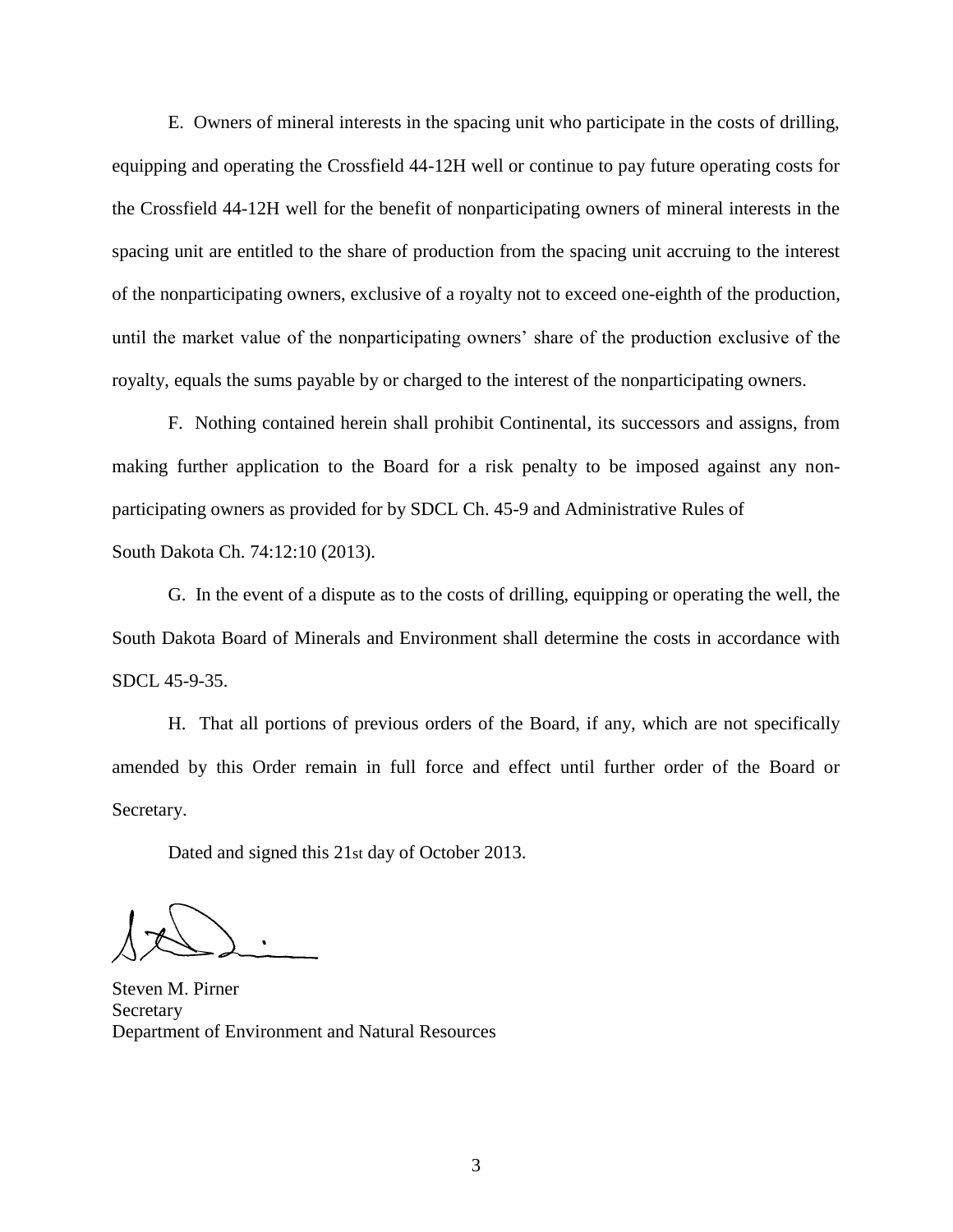E. Owners of mineral interests in the spacing unit who participate in the costs of drilling, equipping and operating the Crossfield 44-12H well or continue to pay future operating costs for the Crossfield 44-12H well for the benefit of nonparticipating owners of mineral interests in the spacing unit are entitled to the share of production from the spacing unit accruing to the interest of the nonparticipating owners, exclusive of a royalty not to exceed one-eighth of the production, until the market value of the nonparticipating owners' share of the production exclusive of the royalty, equals the sums payable by or charged to the interest of the nonparticipating owners.

F. Nothing contained herein shall prohibit Continental, its successors and assigns, from making further application to the Board for a risk penalty to be imposed against any non-participating owners as provided for by SDCL Ch. 45-9 and Administrative Rules of South Dakota Ch. 74:12:10 (2013).

G. In the event of a dispute as to the costs of drilling, equipping or operating the well, the South Dakota Board of Minerals and Environment shall determine the costs in accordance with SDCL 45-9-35.

H. That all portions of previous orders of the Board, if any, which are not specifically amended by this Order remain in full force and effect until further order of the Board or Secretary.

Dated and signed this 21st day of October 2013.

Steven M. Pirner
Secretary
Department of Environment and Natural Resources